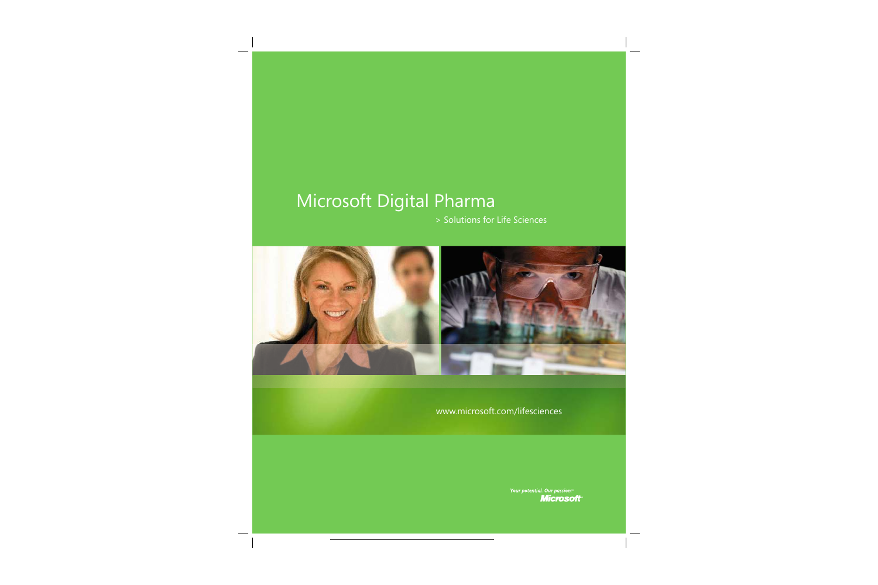# Microsoft Digital Pharma

> Solutions for Life Sciences

www.microsoft.com/lifesciences

Your potential. Our passion.™

Microsoft®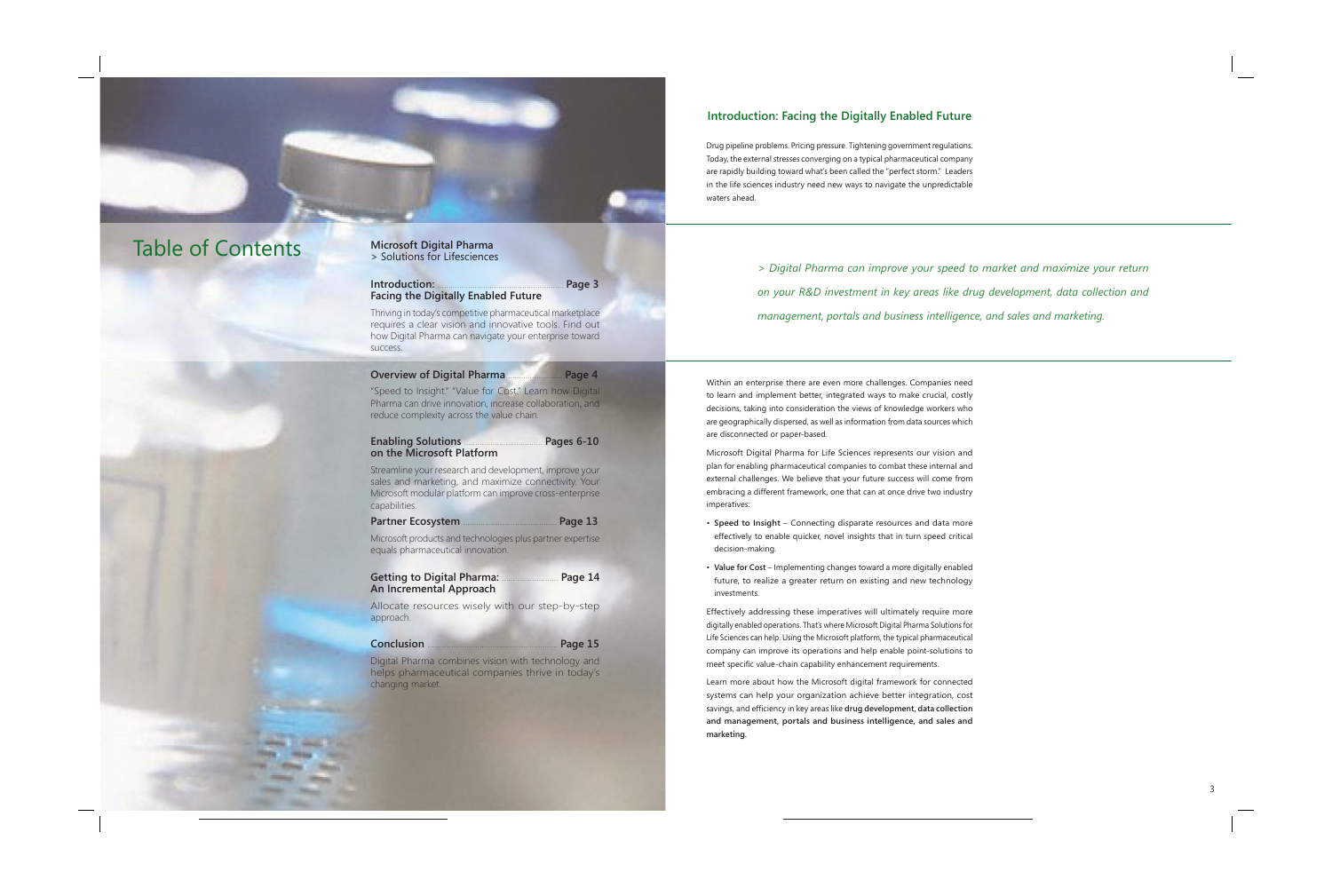# Table of Contents

**Microsoft Digital Pharma**
> Solutions for Lifesciences

**Introduction: Facing the Digitally Enabled Future** ......... Page 3

Thriving in today's competitive pharmaceutical marketplace requires a clear vision and innovative tools. Find out how Digital Pharma can navigate your enterprise toward success.

**Overview of Digital Pharma** ......... Page 4

"Speed to Insight." "Value for Cost." Learn how Digital Pharma can drive innovation, increase collaboration, and reduce complexity across the value chain.

**Enabling Solutions on the Microsoft Platform** ......... Pages 6-10

Streamline your research and development, improve your sales and marketing, and maximize connectivity. Your Microsoft modular platform can improve cross-enterprise capabilities.

**Partner Ecosystem** ......... Page 13

Microsoft products and technologies plus partner expertise equals pharmaceutical innovation.

**Getting to Digital Pharma: An Incremental Approach** ......... Page 14

Allocate resources wisely with our step-by-step approach.

**Conclusion** ......... Page 15

Digital Pharma combines vision with technology and helps pharmaceutical companies thrive in today's changing market.

## Introduction: Facing the Digitally Enabled Future

Drug pipeline problems. Pricing pressure. Tightening government regulations. Today, the external stresses converging on a typical pharmaceutical company are rapidly building toward what's been called the "perfect storm." Leaders in the life sciences industry need new ways to navigate the unpredictable waters ahead.

*> Digital Pharma can improve your speed to market and maximize your return on your R&D investment in key areas like drug development, data collection and management, portals and business intelligence, and sales and marketing.*

Within an enterprise there are even more challenges. Companies need to learn and implement better, integrated ways to make crucial, costly decisions, taking into consideration the views of knowledge workers who are geographically dispersed, as well as information from data sources which are disconnected or paper-based.

Microsoft Digital Pharma for Life Sciences represents our vision and plan for enabling pharmaceutical companies to combat these internal and external challenges. We believe that your future success will come from embracing a different framework, one that can at once drive two industry imperatives:

- **Speed to Insight** – Connecting disparate resources and data more effectively to enable quicker, novel insights that in turn speed critical decision-making.
- **Value for Cost** – Implementing changes toward a more digitally enabled future, to realize a greater return on existing and new technology investments.

Effectively addressing these imperatives will ultimately require more digitally enabled operations. That's where Microsoft Digital Pharma Solutions for Life Sciences can help. Using the Microsoft platform, the typical pharmaceutical company can improve its operations and help enable point-solutions to meet specific value-chain capability enhancement requirements.

Learn more about how the Microsoft digital framework for connected systems can help your organization achieve better integration, cost savings, and efficiency in key areas like **drug development, data collection and management, portals and business intelligence, and sales and marketing.**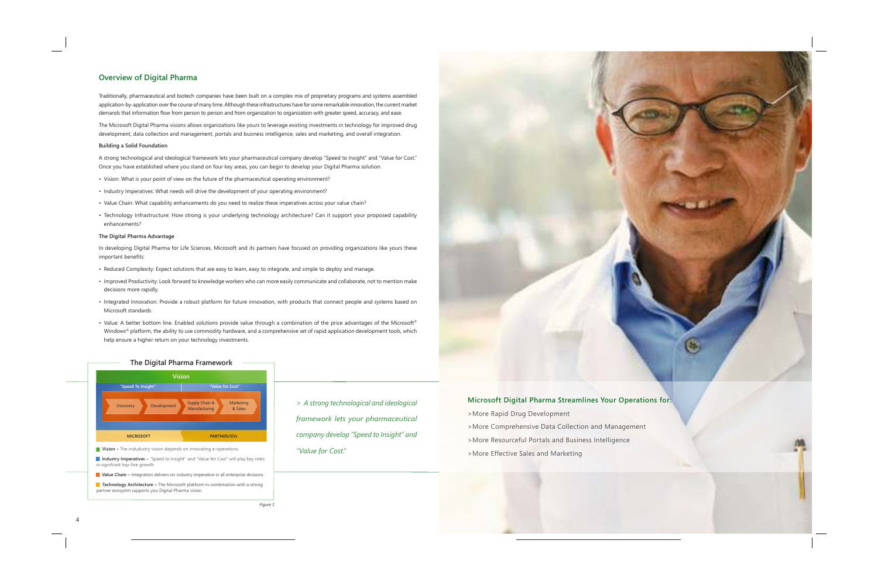## Overview of Digital Pharma

Traditionally, pharmaceutical and biotech companies have been built on a complex mix of proprietary programs and systems assembled application-by-application over the course of many time. Although these infrastructures have for some remarkable innovation, the current market demands that information flow from person to person and from organization to organization with greater speed, accuracy, and ease.

The Microsoft Digital Pharma visions allows organizations like yours to leverage existing investments in technology for improved drug development, data collection and management, portals and business intelligence, sales and marketing, and overall integration.

**Building a Solid Foundation**

A strong technological and ideological framework lets your pharmaceutical company develop "Speed to Insight" and "Value for Cost." Once you have established where you stand on four key areas, you can begin to develop your Digital Pharma solution.

- Vision: What is your point of view on the future of the pharmaceutical operating environment?
- Industry Imperatives: What needs will drive the development of your operating environment?
- Value Chain: What capability enhancements do you need to realize these imperatives across your value chain?
- Technology Infrastructure: How strong is your underlying technology architecture? Can it support your proposed capability enhancements?

**The Digital Pharma Advantage**

In developing Digital Pharma for Life Sciences, Microsoft and its partners have focused on providing organizations like yours these important benefits:

- Reduced Complexity: Expect solutions that are easy to learn, easy to integrate, and simple to deploy and manage.
- Improved Productivity: Look forward to knowledge workers who can more easily communicate and collaborate, not to mention make decisions more rapidly.
- Integrated Innovation: Provide a robust platform for future innovation, with products that connect people and systems based on Microsoft standards.
- Value: A better bottom line. Enabled solutions provide value through a combination of the price advantages of the Microsoft® Windows® platform, the ability to use commodity hardware, and a comprehensive set of rapid application development tools, which help ensure a higher return on your technology investments.

### The Digital Pharma Framework

Vision

"Speed To Insight" | "Value for Cost"

Discovery → Development → Supply Chain & Manufacturing → Marketing & Sales

MICROSOFT | PARTNER/ISVs

**Vision –** The indudustry vision depends on innovating e-operations.

**Industry Imperatives –** "Speed to Insight" and "Value for Cost" will play key roles in signifcant top-line growth.

**Value Chain –** Integration delivers on industry imperative in all enterprise divisions.

**Technology Architecture –** The Microsoft platform in combination with a strong partner ecosystm supports you Digital Pharma vision.

*Figure 1*

*> A strong technological and ideological framework lets your pharmaceutical company develop "Speed to Insight" and "Value for Cost."*

**Microsoft Digital Pharma Streamlines Your Operations for:**

> More Rapid Drug Development
> More Comprehensive Data Collection and Management
> More Resourceful Portals and Business Intelligence
> More Effective Sales and Marketing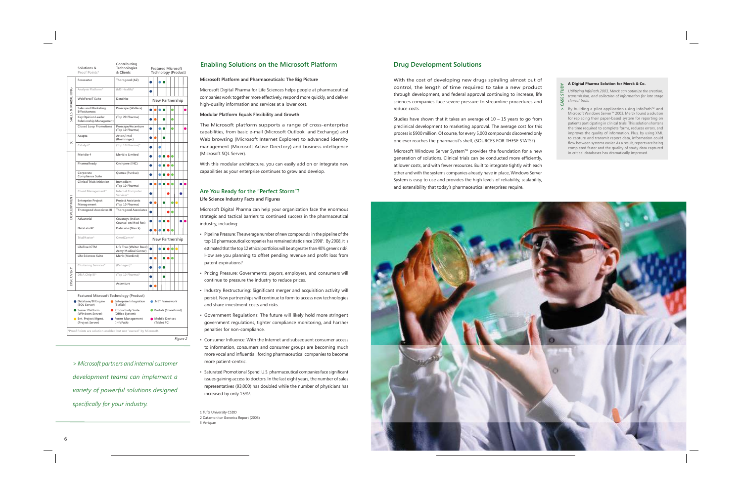| | Solutions & Proof Points* | Contributing Technologies & Clients | Featured Microsoft Technology (Product) |
|---|---|---|---|
| SALES & MARKETING | Forecaster | Thorogood (AZ) | |
| | Analysis Platform* | (MS Health)* | |
| | WebForceT Suite | Dendrite | New Partnership |
| | Sales and Marketing Effectiveness | Proscape (Wallace) | |
| | Key Opinion Leader Relationship Management | (Top 20 Pharma) | |
| | Closed Loop Promotions | Proscape/Accenture (Top 10 Pharma) | |
| SC | Asapta | Aston/Intel (Boehringer) | |
| | Catalyst* | (Top 10 Pharma)* | |
| DEVELOPMENT | Meridio 4 | Meridio Limited | |
| | PharmaReady | Onshpere (INC) | |
| | Corporate Compliance Suite | Qumas (Purdue) | |
| | Clinical Trials Initiation | Immediant (Top 10 Pharma) | |
| | Client Management* | Internal Computer Services* | |
| | Enterprise Project Management | Project Assistants (Top 10 Pharma) | |
| | Thorogood Associates BI | Thorogood Associates | |
| | Advantrial | Covansys (Indian Counsel on Med Res) | |
| | DataLabsXC | DataLabs (Merck) | |
| | TrialMaster* | OmniComm* | New Partnership |
| | LifeTree ICTM | Life Tree (Walter Reed) Army Medical Center) | |
| | Life Sciences Suite | Merit (Mankind) | |
| DISCOVERY | Clustering Services* | (Perlegen)* | |
| | DNA Chip III* | (Top 10 Pharma)* | |
| | | Accenture | |

Featured Microsoft Technology (Product)

- Database/BI Engine (SQL Server)
- Enterprise Integration (BizTalk)
- .NET Framework
- Server Platform (Windows Server)
- Productivity Suite (Office System)
- Portals (SharePoint)
- Ent. Project Mgmt. (Project Server)
- Forms Management (InfoPath)
- Mobile Devices (Tablet PC)

*Proof Points are solution enabled but not "owned" by Microsoft.

*Figure 2*

*> Microsoft partners and internal customer development teams can implement a variety of powerful solutions designed specifically for your industry.*

## Enabling Solutions on the Microsoft Platform

**Microsoft Platform and Pharmaceuticals: The Big Picture**

Microsoft Digital Pharma for Life Sciences helps people at pharmaceutical companies work together more effectively, respond more quickly, and deliver high-quality information and services at a lower cost.

**Modular Platform Equals Flexibility and Growth**

The Microsoft platform supports a range of cross-enterprise capabilities, from basic e-mail (Microsoft Outlook and Exchange) and Web browsing (Microsoft Internet Explorer) to advanced identity management (Microsoft Active Directory) and business intelligence (Microsoft SQL Server).

With this modular architecture, you can easily add on or integrate new capabilities as your enterprise continues to grow and develop.

### Are You Ready for the "Perfect Storm"?

**Life Science Industry Facts and Figures**

Microsoft Digital Pharma can help your organization face the enormous strategic and tactical barriers to continued success in the pharmaceutical industry, including:

- Pipeline Pressure: The average number of new compounds in the pipeline of the top 10 pharmaceutical companies has remained static since 1998[1]. By 2008, it is estimated that the top 12 ethical portfolios will be at greater than 40% generic risk[2]. How are you planning to offset pending revenue and profit loss from patent expirations?
- Pricing Pressure: Governments, payors, employers, and consumers will continue to pressure the industry to reduce prices.
- Industry Restructuring: Significant merger and acquisition activity will persist. New partnerships will continue to form to access new technologies and share investment costs and risks.
- Government Regulations: The future will likely hold more stringent government regulations, tighter compliance monitoring, and harsher penalties for non-compliance.
- Consumer Influence: With the Internet and subsequent consumer access to information, consumers and consumer groups are becoming much more vocal and influential, forcing pharmaceutical companies to become more patient-centric.
- Saturated Promotional Spend: U.S. pharmaceutical companies face significant issues gaining access to doctors. In the last eight years, the number of sales representatives (93,000) has doubled while the number of physicians has increased by only 15%[3].

1 Tufts University CSDD
2 Datamonitor Generics Report (2003)
3 Verispan

## Drug Development Solutions

With the cost of developing new drugs spiraling almost out of control, the length of time required to take a new product through development, and federal approval continuing to increase, life sciences companies face severe pressure to streamline procedures and reduce costs.

Studies have shown that it takes an average of 10 – 15 years to go from preclinical development to marketing approval. The average cost for this process is $900 million. Of course, for every 5,000 compounds discovered only one ever reaches the pharmacist's shelf. (SOURCES FOR THESE STATS?)

Microsoft Windows Server System™ provides the foundation for a new generation of solutions. Clinical trials can be conducted more efficiently, at lower costs, and with fewer resources. Built to integrate tightly with each other and with the systems companies already have in place, Windows Server System is easy to use and provides the high levels of reliability, scalability, and extensibility that today's pharmaceutical enterprises require.

> CASE STUDY

**A Digital Pharma Solution for Merck & Co.**

*Utilitizing InfoPath 2003, Merck can optimize the creation, transmission, and collection of information for late stage clinical trials.*

By building a pilot application using InfoPath™ and Microsoft Windows Server™ 2003, Merck found a solution for replacing their paper-based system for reporting on patients participating in clinical trials. This solution shortens the time required to complete forms, reduces errors, and improves the quality of information. Plus, by using XML to capture and transmit report data, information could flow between systems easier. As a result, reports are being completed faster and the quality of study data captured in critical databases has dramatically improved.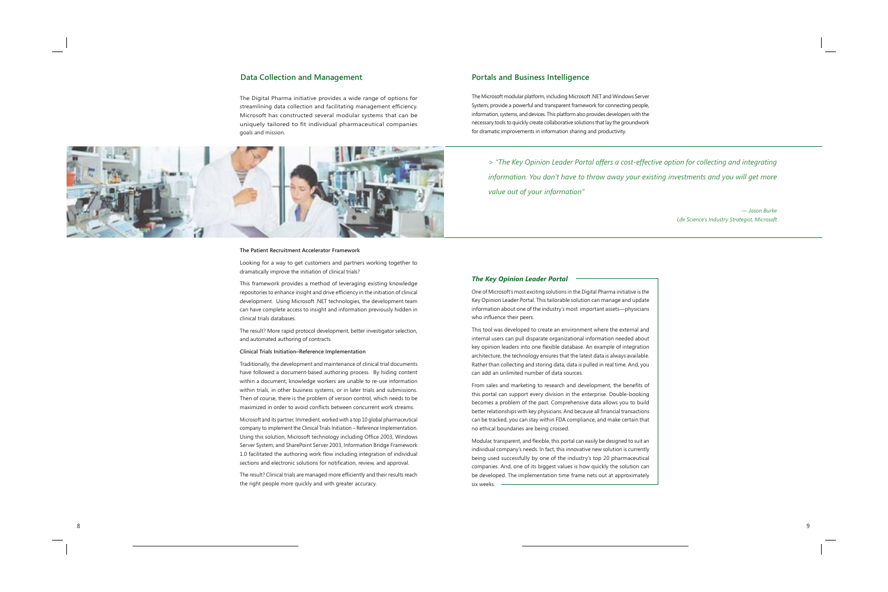## Data Collection and Management

The Digital Pharma initiative provides a wide range of options for streamlining data collection and facilitating management efficiency. Microsoft has constructed several modular systems that can be uniquely tailored to fit individual pharmaceutical companies goals and mission.

**The Patient Recruitment Accelerator Framework**

Looking for a way to get customers and partners working together to dramatically improve the initiation of clinical trials?

This framework provides a method of leveraging existing knowledge repositories to enhance insight and drive efficiency in the initiation of clinical development. Using Microsoft .NET technologies, the development team can have complete access to insight and information previously hidden in clinical trials databases.

The result? More rapid protocol development, better investigator selection, and automated authoring of contracts.

**Clinical Trials Initiation–Reference Implementation**

Traditionally, the development and maintenance of clinical trial documents have followed a document-based authoring process. By hiding content within a document, knowledge workers are unable to re-use information within trials, in other business systems, or in later trials and submissions. Then of course, there is the problem of version control, which needs to be maximized in order to avoid conflicts between concurrent work streams.

Microsoft and its partner, Immedient, worked with a top 10 global pharmaceutical company to implement the Clinical Trials Initiation – Reference Implementation. Using this solution, Microsoft technology including Office 2003, Windows Server System, and SharePoint Server 2003, Information Bridge Framework 1.0 facilitated the authoring work flow including integration of individual sections and electronic solutions for notification, review, and approval.

The result? Clinical trials are managed more efficiently and their results reach the right people more quickly and with greater accuracy.

## Portals and Business Intelligence

The Microsoft modular platform, including Microsoft .NET and Windows Server System, provide a powerful and transparent framework for connecting people, information, systems, and devices. This platform also provides developers with the necessary tools to quickly create collaborative solutions that lay the groundwork for dramatic improvements in information sharing and productivity.

> *"The Key Opinion Leader Portal offers a cost-effective option for collecting and integrating information. You don't have to throw away your existing investments and you will get more value out of your information"*
>
> *— Jason Burke*
> *Life Science's Industry Strategist, Microsoft*

### *The Key Opinion Leader Portal*

One of Microsoft's most exciting solutions in the Digital Pharma initiative is the Key Opinion Leader Portal. This tailorable solution can manage and update information about one of the industry's most important assets—physicians who influence their peers.

This tool was developed to create an environment where the external and internal users can pull disparate organizational information needed about key opinion leaders into one flexible database. An example of integration architecture, the technology ensures that the latest data is always available. Rather than collecting and storing data, data is pulled in real time. And, you can add an unlimited number of data sources.

From sales and marketing to research and development, the benefits of this portal can support every division in the enterprise. Double-booking becomes a problem of the past. Comprehensive data allows you to build better relationships with key physicians. And because all financial transactions can be tracked, you can stay within FDA compliance, and make certain that no ethical boundaries are being crossed.

Modular, transparent, and flexible, this portal can easily be designed to suit an individual company's needs. In fact, this innovative new solution is currently being used successfully by one of the industry's top 20 pharmaceutical companies. And, one of its biggest values is how quickly the solution can be developed. The implementation time frame nets out at approximately six weeks.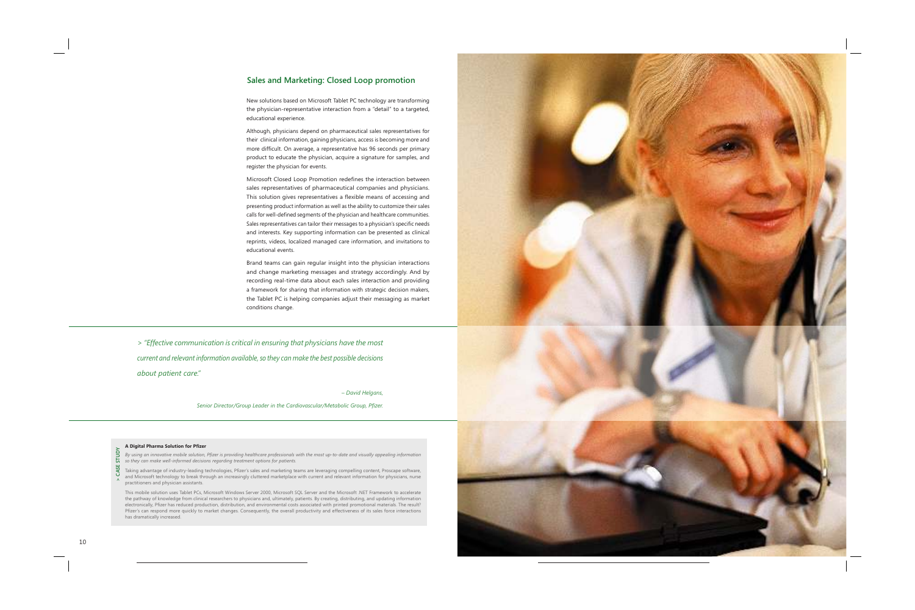## Sales and Marketing: Closed Loop promotion

New solutions based on Microsoft Tablet PC technology are transforming the physician-representative interaction from a "detail" to a targeted, educational experience.

Although, physicians depend on pharmaceutical sales representatives for their clinical information, gaining physicians, access is becoming more and more difficult. On average, a representative has 96 seconds per primary product to educate the physician, acquire a signature for samples, and register the physician for events.

Microsoft Closed Loop Promotion redefines the interaction between sales representatives of pharmaceutical companies and physicians. This solution gives representatives a flexible means of accessing and presenting product information as well as the ability to customize their sales calls for well-defined segments of the physician and healthcare communities. Sales representatives can tailor their messages to a physician's specific needs and interests. Key supporting information can be presented as clinical reprints, videos, localized managed care information, and invitations to educational events.

Brand teams can gain regular insight into the physician interactions and change marketing messages and strategy accordingly. And by recording real-time data about each sales interaction and providing a framework for sharing that information with strategic decision makers, the Tablet PC is helping companies adjust their messaging as market conditions change.

> *"Effective communication is critical in ensuring that physicians have the most current and relevant information available, so they can make the best possible decisions about patient care."*
>
> *– David Helgans,*
>
> *Senior Director/Group Leader in the Cardiovascular/Metabolic Group, Pfizer.*

> CASE STUDY

**A Digital Pharma Solution for Pfizer**

*By using an innovative mobile solution, Pfizer is providing healthcare professionals with the most up-to-date and visually appealing information so they can make well-informed decisions regarding treatment options for patients.*

Taking advantage of industry-leading technologies, Pfizer's sales and marketing teams are leveraging compelling content, Proscape software, and Microsoft technology to break through an increasingly cluttered marketplace with current and relevant information for physicians, nurse practitioners and physician assistants.

This mobile solution uses Tablet PCs, Microsoft Windows Server 2000, Microsoft SQL Server and the Microsoft .NET Framework to accelerate the pathway of knowledge from clinical researchers to physicians and, ultimately, patients. By creating, distributing, and updating information electronically, Pfizer has reduced production, distribution, and environmental costs associated with printed promotional materials. The result? Pfizer's can respond more quickly to market changes. Consequently, the overall productivity and effectiveness of its sales force interactions has dramatically increased.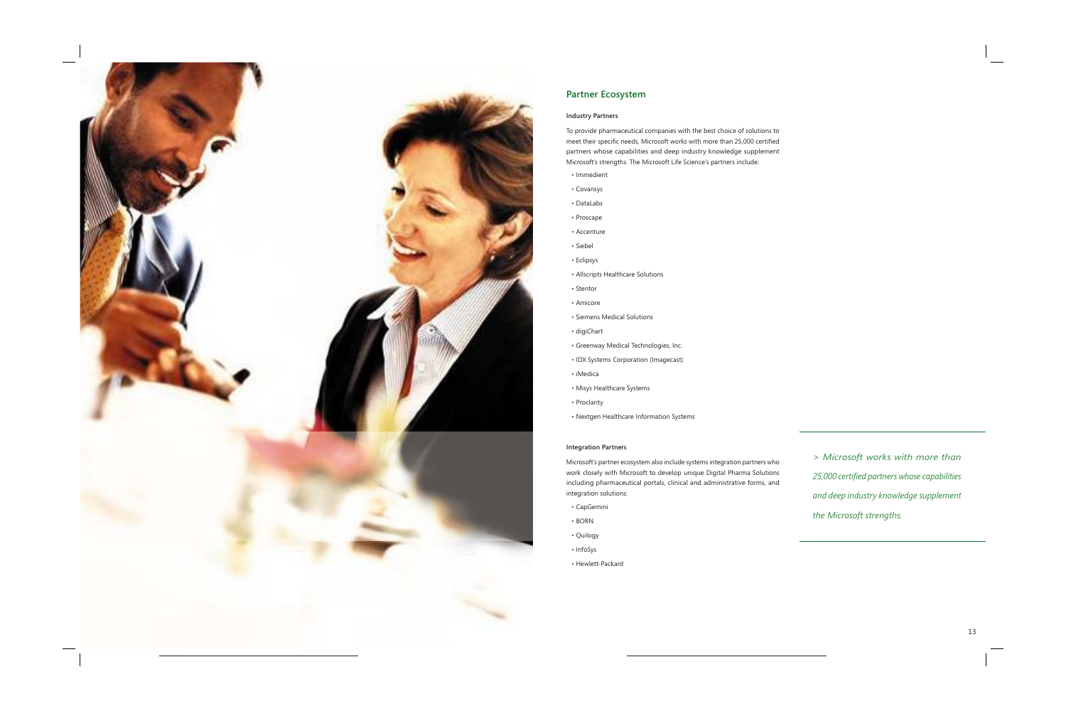## Partner Ecosystem

### Industry Partners

To provide pharmaceutical companies with the best choice of solutions to meet their specific needs, Microsoft works with more than 25,000 certified partners whose capabilities and deep industry knowledge supplement Microsoft's strengths. The Microsoft Life Science's partners include:

- Immedient
- Covansys
- DataLabs
- Proscape
- Accenture
- Siebel
- Eclipsys
- Allscripts Healthcare Solutions
- Stentor
- Amicore
- Siemens Medical Solutions
- digiChart
- Greenway Medical Technologies, Inc.
- IDX Systems Corporation (Imagecast)
- iMedica
- Misys Healthcare Systems
- Proclarity
- Nextgen Healthcare Information Systems

### Integration Partners

Microsoft's partner ecosystem also include systems integration partners who work closely with Microsoft to develop unique Digital Pharma Solutions including pharmaceutical portals, clinical and administrative forms, and integration solutions:

- CapGemini
- BORN
- Quilogy
- InfoSys
- Hewlett-Packard

*> Microsoft works with more than 25,000 certified partners whose capabilities and deep industry knowledge supplement the Microsoft strengths.*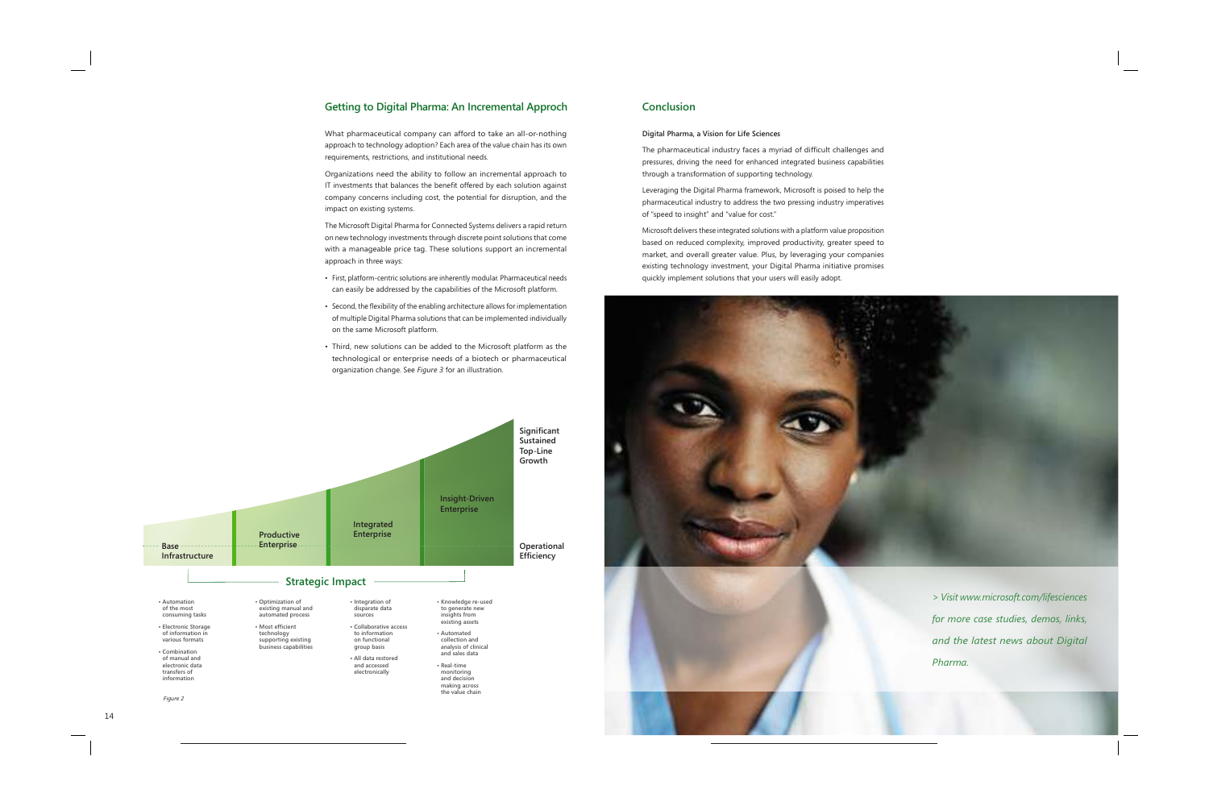## Getting to Digital Pharma: An Incremental Approch

What pharmaceutical company can afford to take an all-or-nothing approach to technology adoption? Each area of the value chain has its own requirements, restrictions, and institutional needs.

Organizations need the ability to follow an incremental approach to IT investments that balances the benefit offered by each solution against company concerns including cost, the potential for disruption, and the impact on existing systems.

The Microsoft Digital Pharma for Connected Systems delivers a rapid return on new technology investments through discrete point solutions that come with a manageable price tag. These solutions support an incremental approach in three ways:

- First, platform-centric solutions are inherently modular. Pharmaceutical needs can easily be addressed by the capabilities of the Microsoft platform.
- Second, the flexibility of the enabling architecture allows for implementation of multiple Digital Pharma solutions that can be implemented individually on the same Microsoft platform.
- Third, new solutions can be added to the Microsoft platform as the technological or enterprise needs of a biotech or pharmaceutical organization change. See *Figure 3* for an illustration.

Significant Sustained Top-Line Growth

Operational Efficiency

**Strategic Impact**

| Base Infrastructure | Productive Enterprise | Integrated Enterprise | Insight-Driven Enterprise |
|---|---|---|---|
| • Automation of the most consuming tasks<br>• Electronic Storage of information in various formats<br>• Combination of manual and electronic data transfers of information | • Optimization of existing manual and automated process<br>• Most efficient technology supporting existing business capabilities | • Integration of disparate data sources<br>• Collaborative access to information on functional group basis<br>• All data restored and accessed electronically | • Knowledge re-used to generate new insights from existing assets<br>• Automated collection and analysis of clinical and sales data<br>• Real-time monitoring and decision making across the value chain |

*Figure 2*

## Conclusion

**Digital Pharma, a Vision for Life Sciences**

The pharmaceutical industry faces a myriad of difficult challenges and pressures, driving the need for enhanced integrated business capabilities through a transformation of supporting technology.

Leveraging the Digital Pharma framework, Microsoft is poised to help the pharmaceutical industry to address the two pressing industry imperatives of "speed to insight" and "value for cost."

Microsoft delivers these integrated solutions with a platform value proposition based on reduced complexity, improved productivity, greater speed to market, and overall greater value. Plus, by leveraging your companies existing technology investment, your Digital Pharma initiative promises quickly implement solutions that your users will easily adopt.

*> Visit www.microsoft.com/lifesciences for more case studies, demos, links, and the latest news about Digital Pharma.*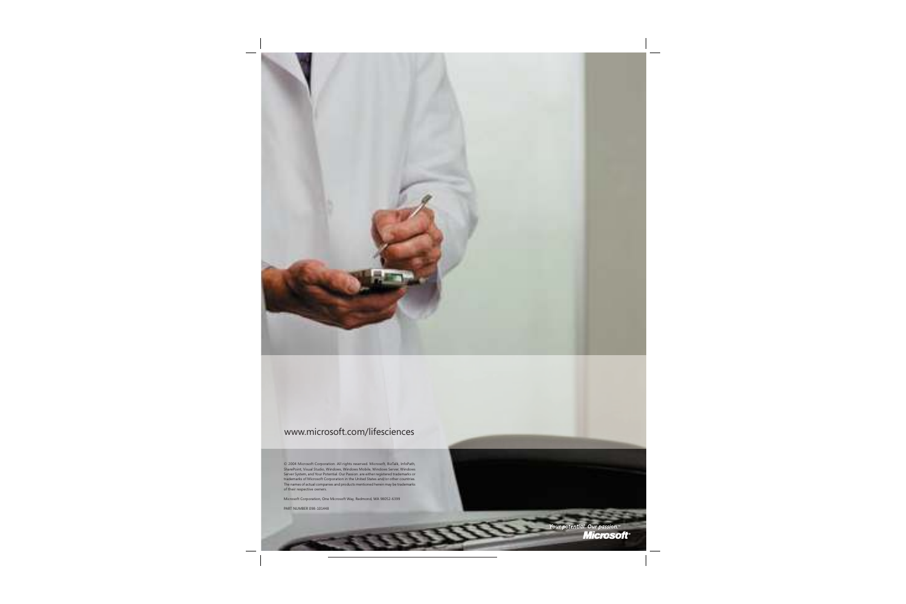www.microsoft.com/lifesciences

© 2004 Microsoft Corporation. All rights reserved. Microsoft, BizTalk, InfoPath, SharePoint, Visual Studio, Windows, Windows Mobile, Windows Server, Windows Server System, and Your Potential. Our Passion. are either registered trademarks or trademarks of Microsoft Corporation in the United States and/or other countries. The names of actual companies and products mentioned herein may be trademarks of their respective owners.

Microsoft Corporation, One Microsoft Way, Redmond, WA 98052-6399

PART NUMBER 098-101448

Your potential. Our passion.™

Microsoft®